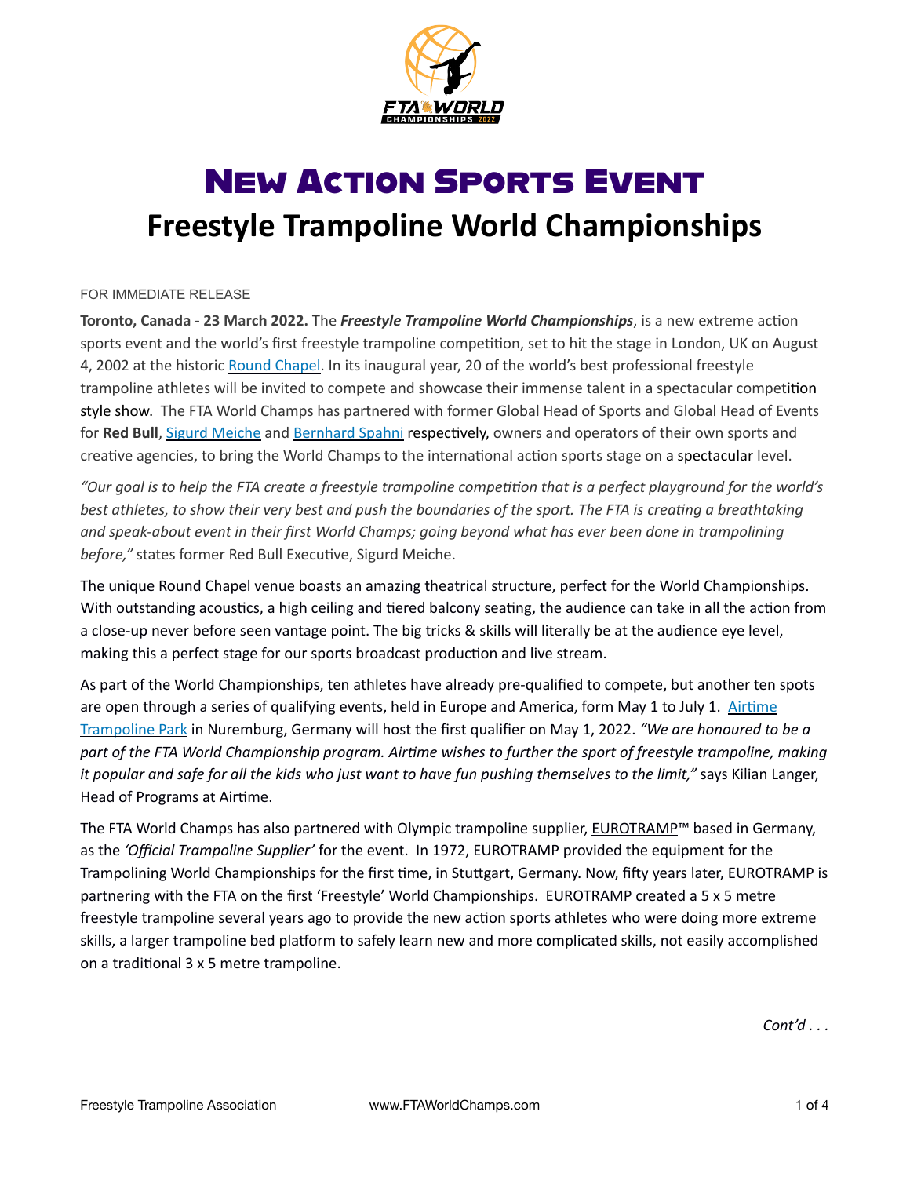# New Action Sports Event

## Freestyle Trampoline World Championships

FOR IMMEDIATE RELEASE

**Toronto, Canada - 23 March 2022.** The ***Freestyle Trampoline World Championships***, is a new extreme action sports event and the world's first freestyle trampoline competition, set to hit the stage in London, UK on August 4, 2002 at the historic Round Chapel. In its inaugural year, 20 of the world's best professional freestyle trampoline athletes will be invited to compete and showcase their immense talent in a spectacular competition style show. The FTA World Champs has partnered with former Global Head of Sports and Global Head of Events for **Red Bull**, Sigurd Meiche and Bernhard Spahni respectively, owners and operators of their own sports and creative agencies, to bring the World Champs to the international action sports stage on a spectacular level.

*"Our goal is to help the FTA create a freestyle trampoline competition that is a perfect playground for the world's best athletes, to show their very best and push the boundaries of the sport. The FTA is creating a breathtaking and speak-about event in their first World Champs; going beyond what has ever been done in trampolining before,"* states former Red Bull Executive, Sigurd Meiche.

The unique Round Chapel venue boasts an amazing theatrical structure, perfect for the World Championships. With outstanding acoustics, a high ceiling and tiered balcony seating, the audience can take in all the action from a close-up never before seen vantage point. The big tricks & skills will literally be at the audience eye level, making this a perfect stage for our sports broadcast production and live stream.

As part of the World Championships, ten athletes have already pre-qualified to compete, but another ten spots are open through a series of qualifying events, held in Europe and America, form May 1 to July 1. Airtime Trampoline Park in Nuremburg, Germany will host the first qualifier on May 1, 2022. *"We are honoured to be a part of the FTA World Championship program. Airtime wishes to further the sport of freestyle trampoline, making it popular and safe for all the kids who just want to have fun pushing themselves to the limit,"* says Kilian Langer, Head of Programs at Airtime.

The FTA World Champs has also partnered with Olympic trampoline supplier, EUROTRAMP™ based in Germany, as the *'Official Trampoline Supplier'* for the event. In 1972, EUROTRAMP provided the equipment for the Trampolining World Championships for the first time, in Stuttgart, Germany. Now, fifty years later, EUROTRAMP is partnering with the FTA on the first 'Freestyle' World Championships. EUROTRAMP created a 5 x 5 metre freestyle trampoline several years ago to provide the new action sports athletes who were doing more extreme skills, a larger trampoline bed platform to safely learn new and more complicated skills, not easily accomplished on a traditional 3 x 5 metre trampoline.

*Cont'd . . .*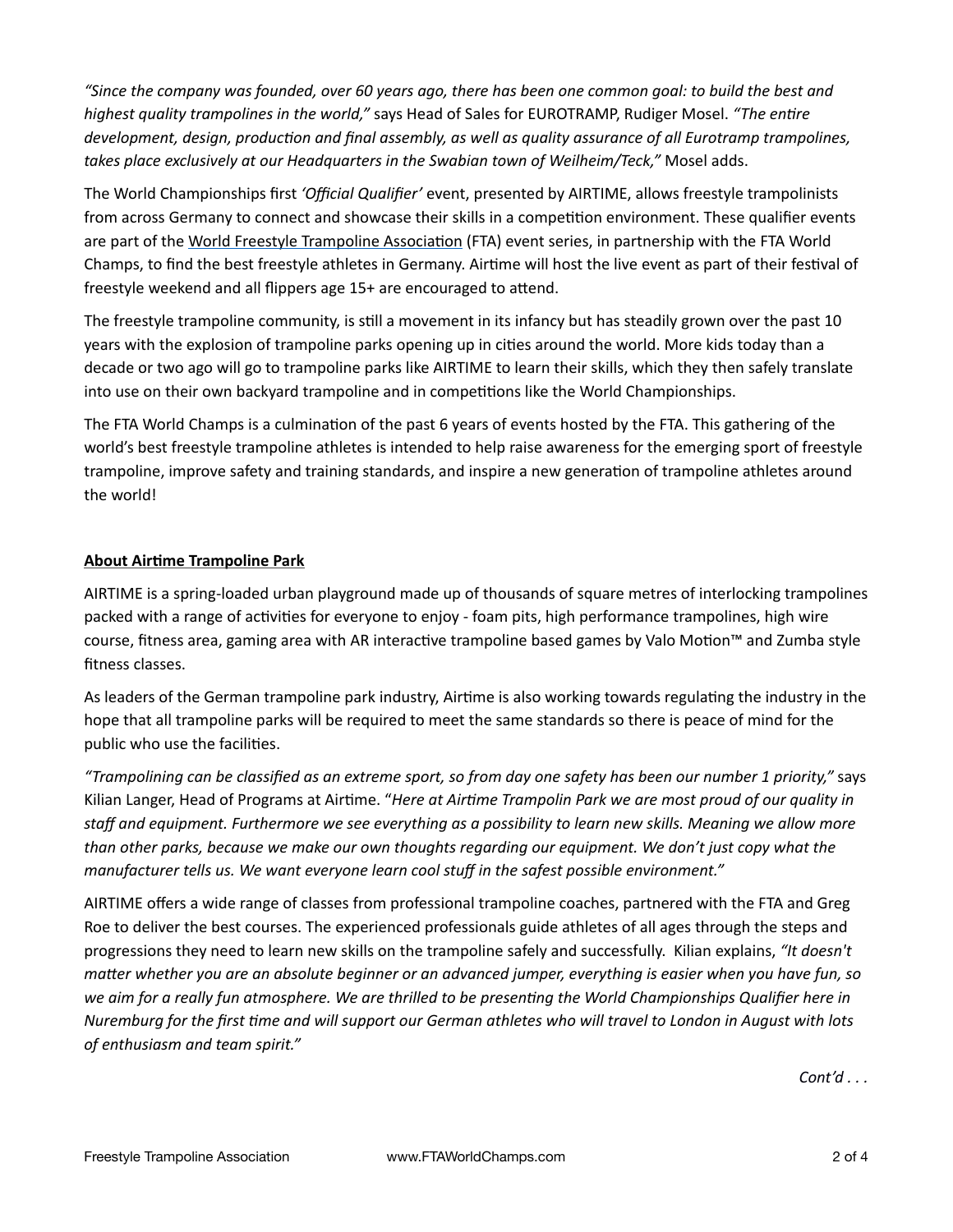*"Since the company was founded, over 60 years ago, there has been one common goal: to build the best and highest quality trampolines in the world,"* says Head of Sales for EUROTRAMP, Rudiger Mosel. *"The entire development, design, production and final assembly, as well as quality assurance of all Eurotramp trampolines, takes place exclusively at our Headquarters in the Swabian town of Weilheim/Teck,"* Mosel adds.

The World Championships first *'Official Qualifier'* event, presented by AIRTIME, allows freestyle trampolinists from across Germany to connect and showcase their skills in a competition environment. These qualifier events are part of the World Freestyle Trampoline Association (FTA) event series, in partnership with the FTA World Champs, to find the best freestyle athletes in Germany. Airtime will host the live event as part of their festival of freestyle weekend and all flippers age 15+ are encouraged to attend.

The freestyle trampoline community, is still a movement in its infancy but has steadily grown over the past 10 years with the explosion of trampoline parks opening up in cities around the world. More kids today than a decade or two ago will go to trampoline parks like AIRTIME to learn their skills, which they then safely translate into use on their own backyard trampoline and in competitions like the World Championships.

The FTA World Champs is a culmination of the past 6 years of events hosted by the FTA. This gathering of the world's best freestyle trampoline athletes is intended to help raise awareness for the emerging sport of freestyle trampoline, improve safety and training standards, and inspire a new generation of trampoline athletes around the world!

**About Airtime Trampoline Park**

AIRTIME is a spring-loaded urban playground made up of thousands of square metres of interlocking trampolines packed with a range of activities for everyone to enjoy - foam pits, high performance trampolines, high wire course, fitness area, gaming area with AR interactive trampoline based games by Valo Motion™ and Zumba style fitness classes.

As leaders of the German trampoline park industry, Airtime is also working towards regulating the industry in the hope that all trampoline parks will be required to meet the same standards so there is peace of mind for the public who use the facilities.

*"Trampolining can be classified as an extreme sport, so from day one safety has been our number 1 priority,"* says Kilian Langer, Head of Programs at Airtime. "*Here at Airtime Trampolin Park we are most proud of our quality in staff and equipment. Furthermore we see everything as a possibility to learn new skills. Meaning we allow more than other parks, because we make our own thoughts regarding our equipment. We don't just copy what the manufacturer tells us. We want everyone learn cool stuff in the safest possible environment."*

AIRTIME offers a wide range of classes from professional trampoline coaches, partnered with the FTA and Greg Roe to deliver the best courses. The experienced professionals guide athletes of all ages through the steps and progressions they need to learn new skills on the trampoline safely and successfully. Kilian explains, *"It doesn't matter whether you are an absolute beginner or an advanced jumper, everything is easier when you have fun, so we aim for a really fun atmosphere. We are thrilled to be presenting the World Championships Qualifier here in Nuremburg for the first time and will support our German athletes who will travel to London in August with lots of enthusiasm and team spirit."*

*Cont'd . . .*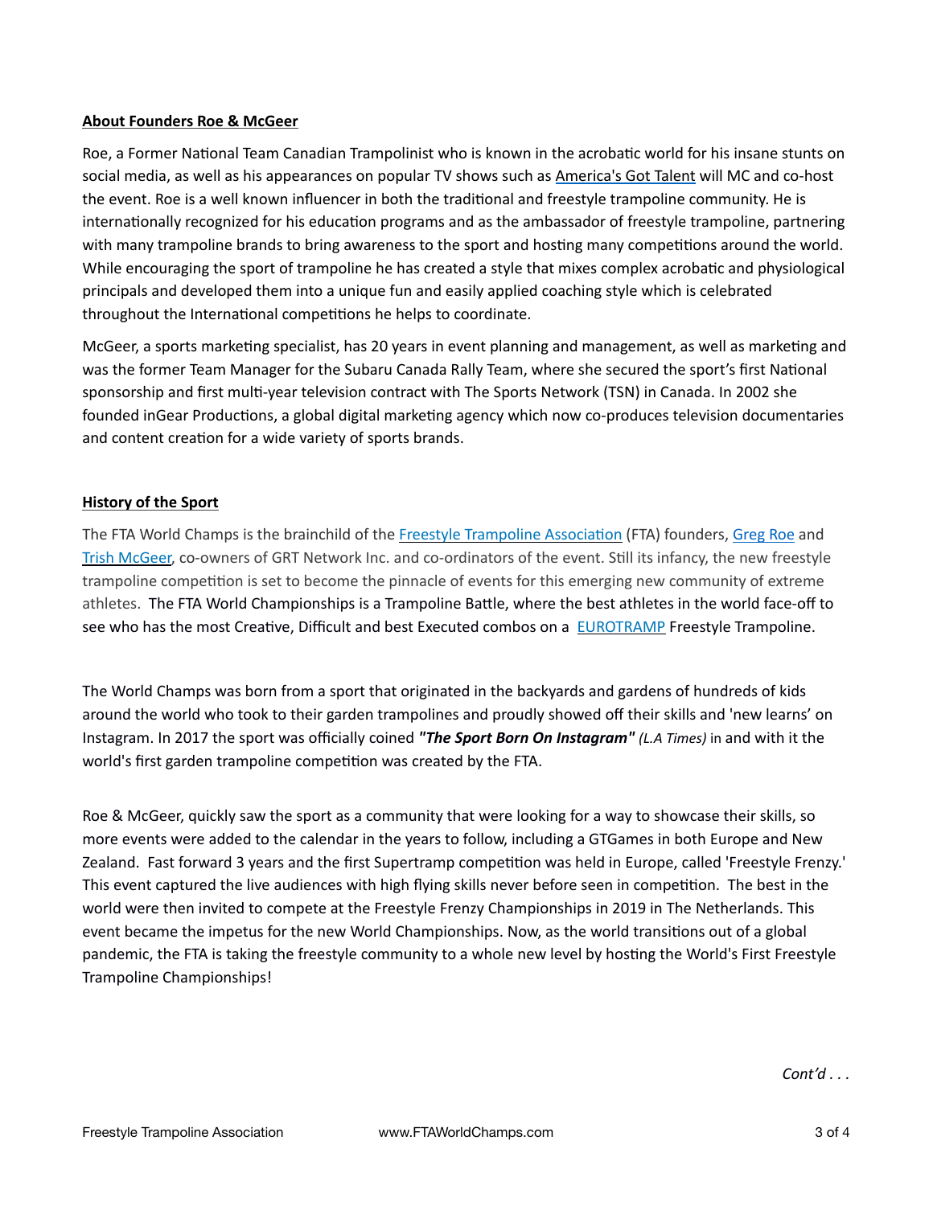**About Founders Roe & McGeer**

Roe, a Former National Team Canadian Trampolinist who is known in the acrobatic world for his insane stunts on social media, as well as his appearances on popular TV shows such as America's Got Talent will MC and co-host the event. Roe is a well known influencer in both the traditional and freestyle trampoline community. He is internationally recognized for his education programs and as the ambassador of freestyle trampoline, partnering with many trampoline brands to bring awareness to the sport and hosting many competitions around the world. While encouraging the sport of trampoline he has created a style that mixes complex acrobatic and physiological principals and developed them into a unique fun and easily applied coaching style which is celebrated throughout the International competitions he helps to coordinate.

McGeer, a sports marketing specialist, has 20 years in event planning and management, as well as marketing and was the former Team Manager for the Subaru Canada Rally Team, where she secured the sport's first National sponsorship and first multi-year television contract with The Sports Network (TSN) in Canada. In 2002 she founded inGear Productions, a global digital marketing agency which now co-produces television documentaries and content creation for a wide variety of sports brands.

**History of the Sport**

The FTA World Champs is the brainchild of the Freestyle Trampoline Association (FTA) founders, Greg Roe and Trish McGeer, co-owners of GRT Network Inc. and co-ordinators of the event. Still its infancy, the new freestyle trampoline competition is set to become the pinnacle of events for this emerging new community of extreme athletes. The FTA World Championships is a Trampoline Battle, where the best athletes in the world face-off to see who has the most Creative, Difficult and best Executed combos on a EUROTRAMP Freestyle Trampoline.

The World Champs was born from a sport that originated in the backyards and gardens of hundreds of kids around the world who took to their garden trampolines and proudly showed off their skills and 'new learns' on Instagram. In 2017 the sport was officially coined ***"The Sport Born On Instagram"*** *(L.A Times)* in and with it the world's first garden trampoline competition was created by the FTA.

Roe & McGeer, quickly saw the sport as a community that were looking for a way to showcase their skills, so more events were added to the calendar in the years to follow, including a GTGames in both Europe and New Zealand. Fast forward 3 years and the first Supertramp competition was held in Europe, called 'Freestyle Frenzy.' This event captured the live audiences with high flying skills never before seen in competition. The best in the world were then invited to compete at the Freestyle Frenzy Championships in 2019 in The Netherlands. This event became the impetus for the new World Championships. Now, as the world transitions out of a global pandemic, the FTA is taking the freestyle community to a whole new level by hosting the World's First Freestyle Trampoline Championships!

*Cont'd . . .*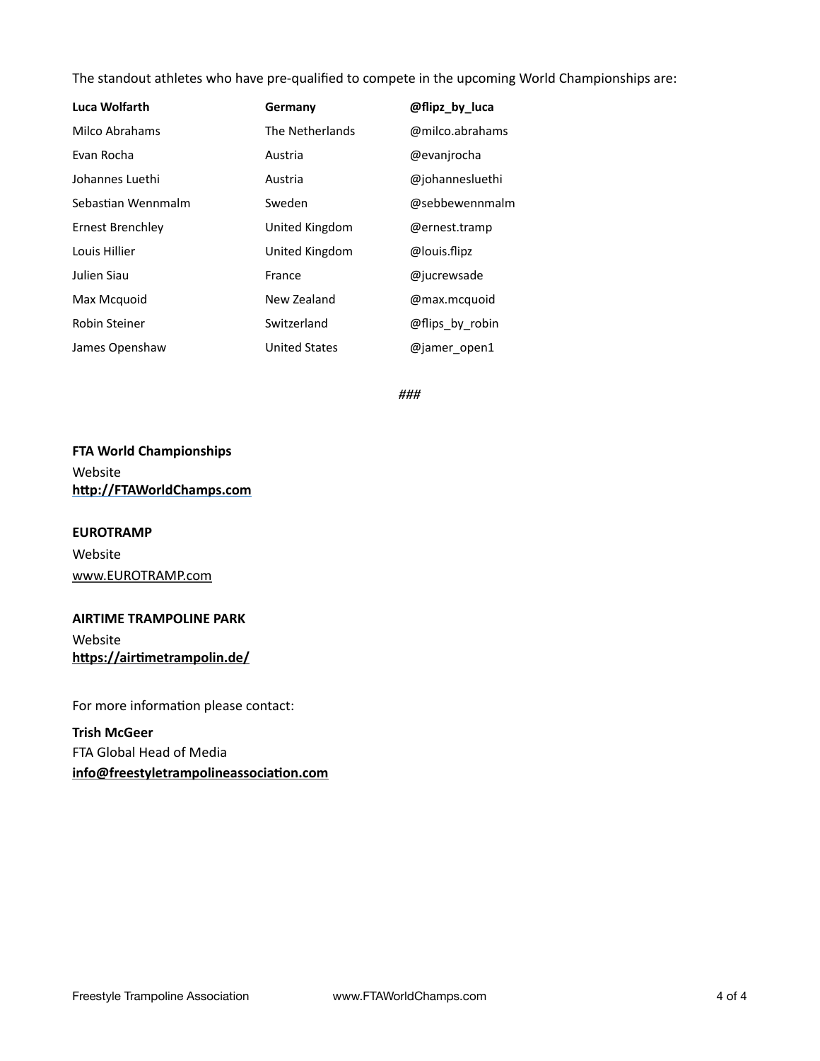The standout athletes who have pre-qualified to compete in the upcoming World Championships are:

| | | |
|---|---|---|
| **Luca Wolfarth** | **Germany** | **@flipz_by_luca** |
| Milco Abrahams | The Netherlands | @milco.abrahams |
| Evan Rocha | Austria | @evanjrocha |
| Johannes Luethi | Austria | @johannesluethi |
| Sebastian Wennmalm | Sweden | @sebbewennmalm |
| Ernest Brenchley | United Kingdom | @ernest.tramp |
| Louis Hillier | United Kingdom | @louis.flipz |
| Julien Siau | France | @jucrewsade |
| Max Mcquoid | New Zealand | @max.mcquoid |
| Robin Steiner | Switzerland | @flips_by_robin |
| James Openshaw | United States | @jamer_open1 |

###

**FTA World Championships**
Website
**http://FTAWorldChamps.com**

**EUROTRAMP**
Website
www.EUROTRAMP.com

**AIRTIME TRAMPOLINE PARK**
Website
**https://airtimetrampolin.de/**

For more information please contact:

**Trish McGeer**
FTA Global Head of Media
**info@freestyletrampolineassociation.com**